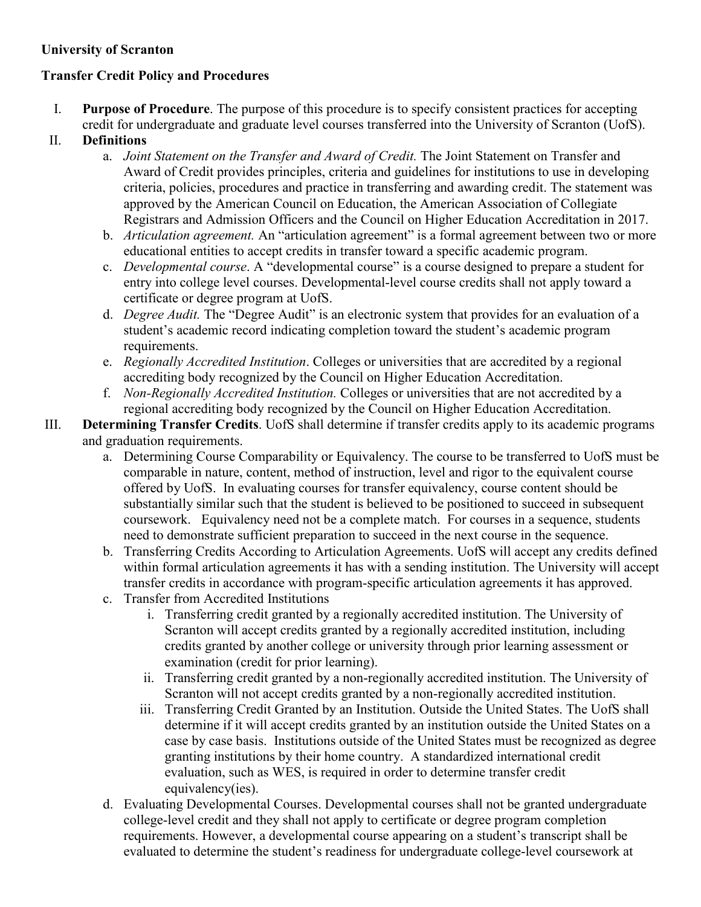**University of Scranton**

**Transfer Credit Policy and Procedures**

I. **Purpose of Procedure**. The purpose of this procedure is to specify consistent practices for accepting credit for undergraduate and graduate level courses transferred into the University of Scranton (UofS).

II. **Definitions**

   a. *Joint Statement on the Transfer and Award of Credit.* The Joint Statement on Transfer and Award of Credit provides principles, criteria and guidelines for institutions to use in developing criteria, policies, procedures and practice in transferring and awarding credit. The statement was approved by the American Council on Education, the American Association of Collegiate Registrars and Admission Officers and the Council on Higher Education Accreditation in 2017.

   b. *Articulation agreement.* An "articulation agreement" is a formal agreement between two or more educational entities to accept credits in transfer toward a specific academic program.

   c. *Developmental course*. A "developmental course" is a course designed to prepare a student for entry into college level courses. Developmental-level course credits shall not apply toward a certificate or degree program at UofS.

   d. *Degree Audit.* The "Degree Audit" is an electronic system that provides for an evaluation of a student's academic record indicating completion toward the student's academic program requirements.

   e. *Regionally Accredited Institution*. Colleges or universities that are accredited by a regional accrediting body recognized by the Council on Higher Education Accreditation.

   f. *Non-Regionally Accredited Institution.* Colleges or universities that are not accredited by a regional accrediting body recognized by the Council on Higher Education Accreditation.

III. **Determining Transfer Credits**. UofS shall determine if transfer credits apply to its academic programs and graduation requirements.

   a. Determining Course Comparability or Equivalency. The course to be transferred to UofS must be comparable in nature, content, method of instruction, level and rigor to the equivalent course offered by UofS. In evaluating courses for transfer equivalency, course content should be substantially similar such that the student is believed to be positioned to succeed in subsequent coursework. Equivalency need not be a complete match. For courses in a sequence, students need to demonstrate sufficient preparation to succeed in the next course in the sequence.

   b. Transferring Credits According to Articulation Agreements. UofS will accept any credits defined within formal articulation agreements it has with a sending institution. The University will accept transfer credits in accordance with program-specific articulation agreements it has approved.

   c. Transfer from Accredited Institutions

      i. Transferring credit granted by a regionally accredited institution. The University of Scranton will accept credits granted by a regionally accredited institution, including credits granted by another college or university through prior learning assessment or examination (credit for prior learning).

      ii. Transferring credit granted by a non-regionally accredited institution. The University of Scranton will not accept credits granted by a non-regionally accredited institution.

      iii. Transferring Credit Granted by an Institution. Outside the United States. The UofS shall determine if it will accept credits granted by an institution outside the United States on a case by case basis. Institutions outside of the United States must be recognized as degree granting institutions by their home country. A standardized international credit evaluation, such as WES, is required in order to determine transfer credit equivalency(ies).

   d. Evaluating Developmental Courses. Developmental courses shall not be granted undergraduate college-level credit and they shall not apply to certificate or degree program completion requirements. However, a developmental course appearing on a student's transcript shall be evaluated to determine the student's readiness for undergraduate college-level coursework at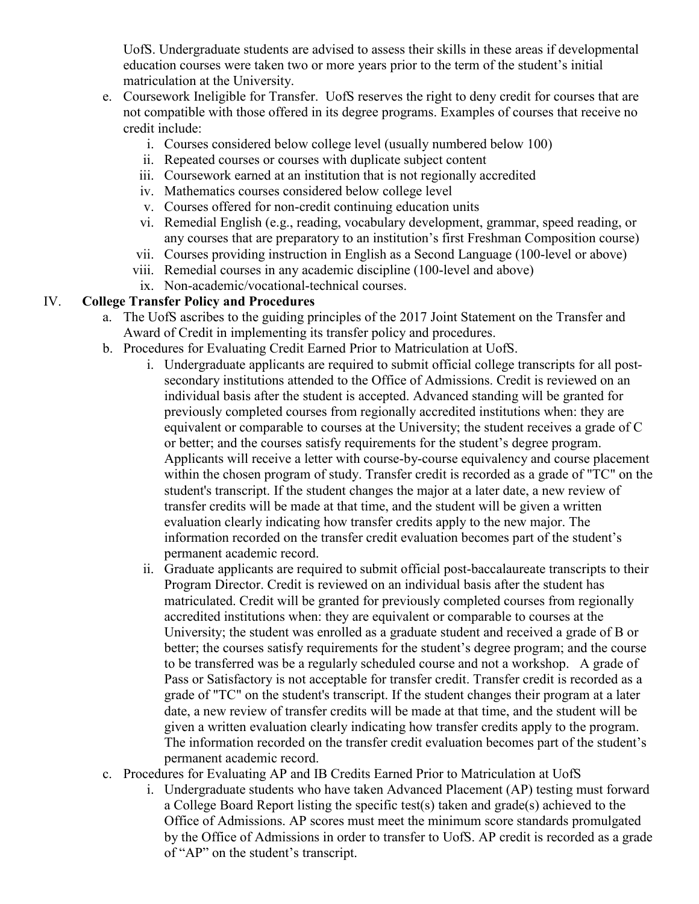UofS. Undergraduate students are advised to assess their skills in these areas if developmental education courses were taken two or more years prior to the term of the student's initial matriculation at the University.

e. Coursework Ineligible for Transfer. UofS reserves the right to deny credit for courses that are not compatible with those offered in its degree programs. Examples of courses that receive no credit include:
   i. Courses considered below college level (usually numbered below 100)
   ii. Repeated courses or courses with duplicate subject content
   iii. Coursework earned at an institution that is not regionally accredited
   iv. Mathematics courses considered below college level
   v. Courses offered for non-credit continuing education units
   vi. Remedial English (e.g., reading, vocabulary development, grammar, speed reading, or any courses that are preparatory to an institution's first Freshman Composition course)
   vii. Courses providing instruction in English as a Second Language (100-level or above)
   viii. Remedial courses in any academic discipline (100-level and above)
   ix. Non-academic/vocational-technical courses.

## IV. College Transfer Policy and Procedures

a. The UofS ascribes to the guiding principles of the 2017 Joint Statement on the Transfer and Award of Credit in implementing its transfer policy and procedures.

b. Procedures for Evaluating Credit Earned Prior to Matriculation at UofS.
   i. Undergraduate applicants are required to submit official college transcripts for all post-secondary institutions attended to the Office of Admissions. Credit is reviewed on an individual basis after the student is accepted. Advanced standing will be granted for previously completed courses from regionally accredited institutions when: they are equivalent or comparable to courses at the University; the student receives a grade of C or better; and the courses satisfy requirements for the student's degree program. Applicants will receive a letter with course-by-course equivalency and course placement within the chosen program of study. Transfer credit is recorded as a grade of "TC" on the student's transcript. If the student changes the major at a later date, a new review of transfer credits will be made at that time, and the student will be given a written evaluation clearly indicating how transfer credits apply to the new major. The information recorded on the transfer credit evaluation becomes part of the student's permanent academic record.
   ii. Graduate applicants are required to submit official post-baccalaureate transcripts to their Program Director. Credit is reviewed on an individual basis after the student has matriculated. Credit will be granted for previously completed courses from regionally accredited institutions when: they are equivalent or comparable to courses at the University; the student was enrolled as a graduate student and received a grade of B or better; the courses satisfy requirements for the student's degree program; and the course to be transferred was be a regularly scheduled course and not a workshop. A grade of Pass or Satisfactory is not acceptable for transfer credit. Transfer credit is recorded as a grade of "TC" on the student's transcript. If the student changes their program at a later date, a new review of transfer credits will be made at that time, and the student will be given a written evaluation clearly indicating how transfer credits apply to the program. The information recorded on the transfer credit evaluation becomes part of the student's permanent academic record.

c. Procedures for Evaluating AP and IB Credits Earned Prior to Matriculation at UofS
   i. Undergraduate students who have taken Advanced Placement (AP) testing must forward a College Board Report listing the specific test(s) taken and grade(s) achieved to the Office of Admissions. AP scores must meet the minimum score standards promulgated by the Office of Admissions in order to transfer to UofS. AP credit is recorded as a grade of "AP" on the student's transcript.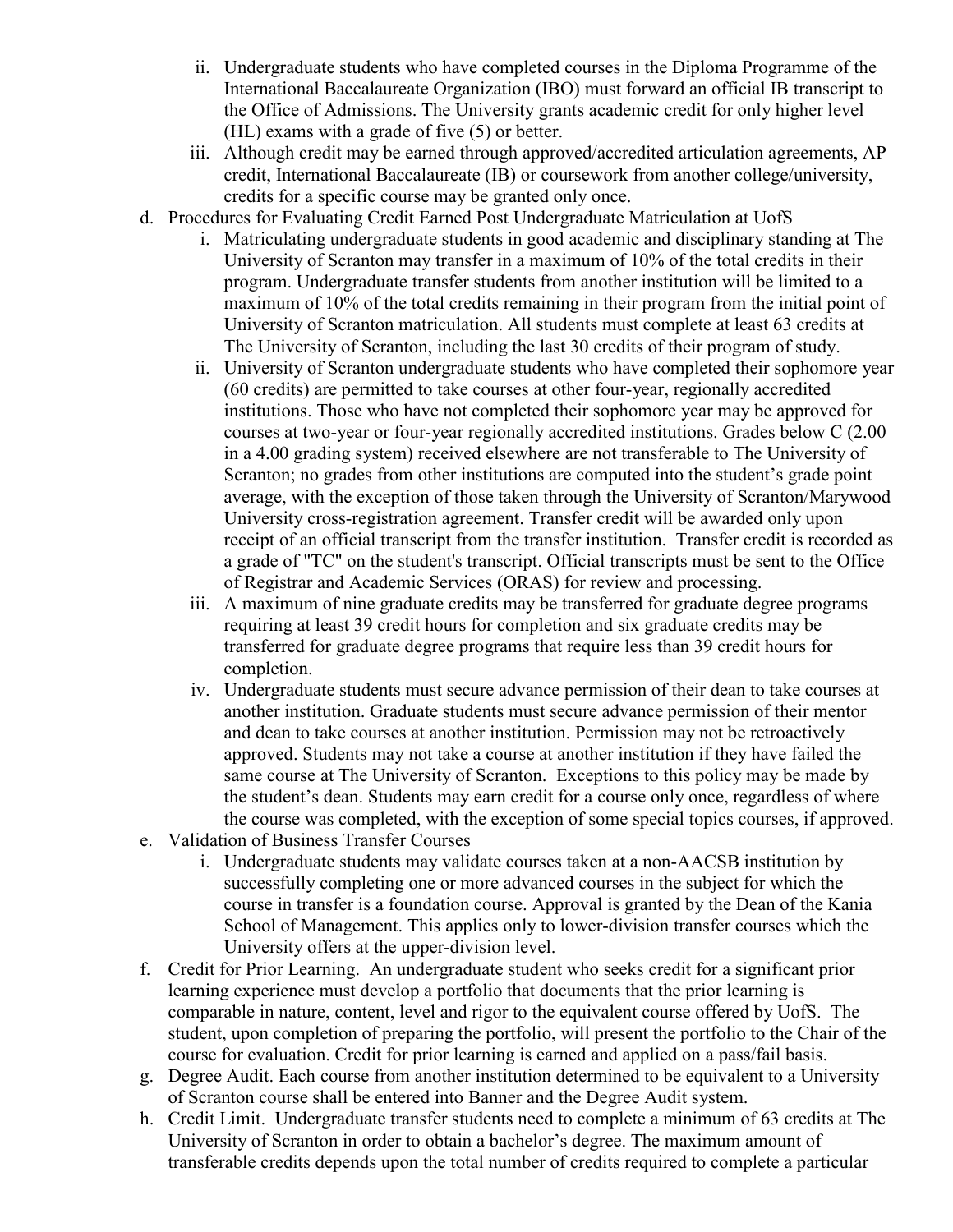ii. Undergraduate students who have completed courses in the Diploma Programme of the International Baccalaureate Organization (IBO) must forward an official IB transcript to the Office of Admissions. The University grants academic credit for only higher level (HL) exams with a grade of five (5) or better.
   iii. Although credit may be earned through approved/accredited articulation agreements, AP credit, International Baccalaureate (IB) or coursework from another college/university, credits for a specific course may be granted only once.

d. Procedures for Evaluating Credit Earned Post Undergraduate Matriculation at UofS
   i. Matriculating undergraduate students in good academic and disciplinary standing at The University of Scranton may transfer in a maximum of 10% of the total credits in their program. Undergraduate transfer students from another institution will be limited to a maximum of 10% of the total credits remaining in their program from the initial point of University of Scranton matriculation. All students must complete at least 63 credits at The University of Scranton, including the last 30 credits of their program of study.
   ii. University of Scranton undergraduate students who have completed their sophomore year (60 credits) are permitted to take courses at other four-year, regionally accredited institutions. Those who have not completed their sophomore year may be approved for courses at two-year or four-year regionally accredited institutions. Grades below C (2.00 in a 4.00 grading system) received elsewhere are not transferable to The University of Scranton; no grades from other institutions are computed into the student's grade point average, with the exception of those taken through the University of Scranton/Marywood University cross-registration agreement. Transfer credit will be awarded only upon receipt of an official transcript from the transfer institution. Transfer credit is recorded as a grade of "TC" on the student's transcript. Official transcripts must be sent to the Office of Registrar and Academic Services (ORAS) for review and processing.
   iii. A maximum of nine graduate credits may be transferred for graduate degree programs requiring at least 39 credit hours for completion and six graduate credits may be transferred for graduate degree programs that require less than 39 credit hours for completion.
   iv. Undergraduate students must secure advance permission of their dean to take courses at another institution. Graduate students must secure advance permission of their mentor and dean to take courses at another institution. Permission may not be retroactively approved. Students may not take a course at another institution if they have failed the same course at The University of Scranton. Exceptions to this policy may be made by the student's dean. Students may earn credit for a course only once, regardless of where the course was completed, with the exception of some special topics courses, if approved.

e. Validation of Business Transfer Courses
   i. Undergraduate students may validate courses taken at a non-AACSB institution by successfully completing one or more advanced courses in the subject for which the course in transfer is a foundation course. Approval is granted by the Dean of the Kania School of Management. This applies only to lower-division transfer courses which the University offers at the upper-division level.

f. Credit for Prior Learning. An undergraduate student who seeks credit for a significant prior learning experience must develop a portfolio that documents that the prior learning is comparable in nature, content, level and rigor to the equivalent course offered by UofS. The student, upon completion of preparing the portfolio, will present the portfolio to the Chair of the course for evaluation. Credit for prior learning is earned and applied on a pass/fail basis.

g. Degree Audit. Each course from another institution determined to be equivalent to a University of Scranton course shall be entered into Banner and the Degree Audit system.

h. Credit Limit. Undergraduate transfer students need to complete a minimum of 63 credits at The University of Scranton in order to obtain a bachelor's degree. The maximum amount of transferable credits depends upon the total number of credits required to complete a particular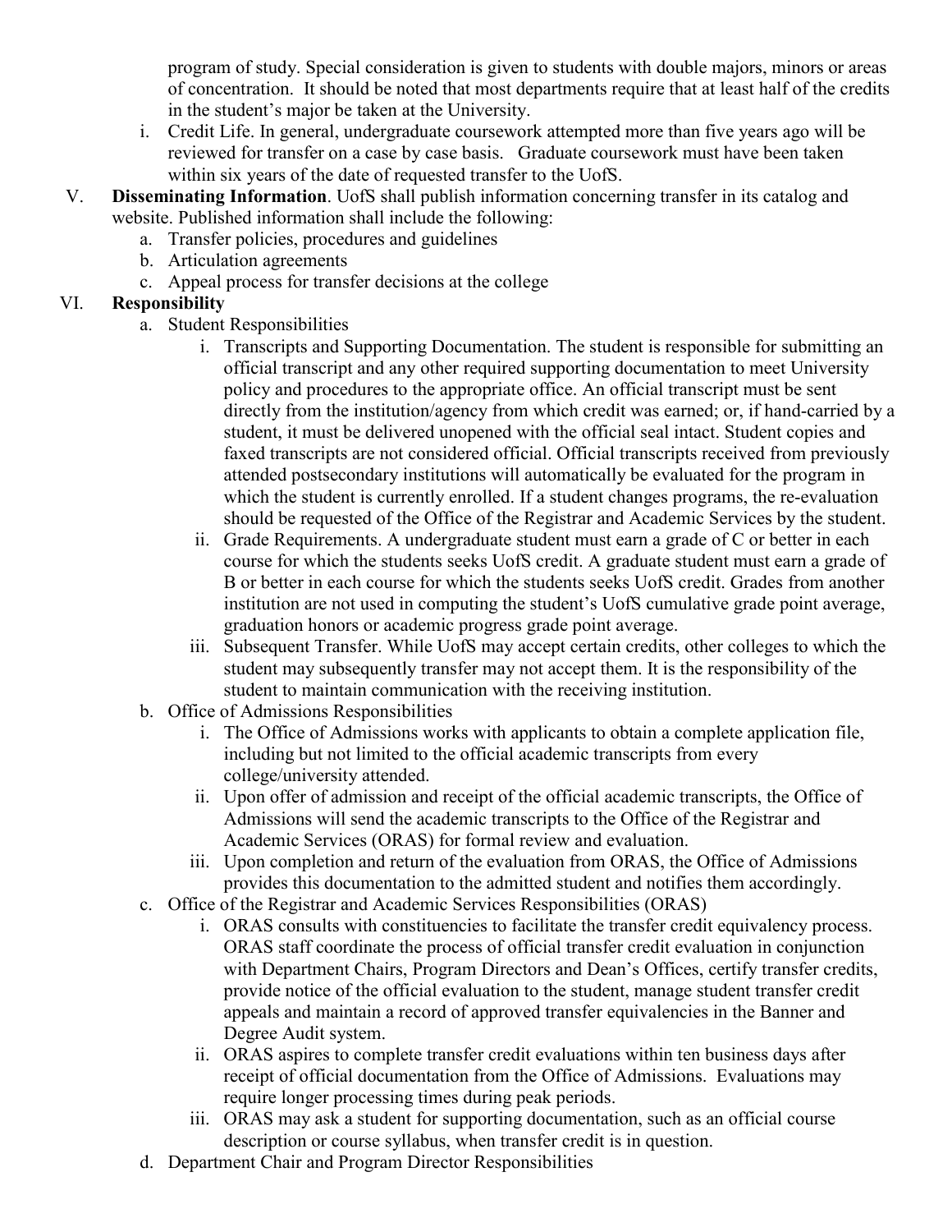program of study. Special consideration is given to students with double majors, minors or areas of concentration. It should be noted that most departments require that at least half of the credits in the student's major be taken at the University.

i. Credit Life. In general, undergraduate coursework attempted more than five years ago will be reviewed for transfer on a case by case basis. Graduate coursework must have been taken within six years of the date of requested transfer to the UofS.

V. **Disseminating Information**. UofS shall publish information concerning transfer in its catalog and website. Published information shall include the following:

a. Transfer policies, procedures and guidelines
b. Articulation agreements
c. Appeal process for transfer decisions at the college

VI. **Responsibility**

a. Student Responsibilities

i. Transcripts and Supporting Documentation. The student is responsible for submitting an official transcript and any other required supporting documentation to meet University policy and procedures to the appropriate office. An official transcript must be sent directly from the institution/agency from which credit was earned; or, if hand-carried by a student, it must be delivered unopened with the official seal intact. Student copies and faxed transcripts are not considered official. Official transcripts received from previously attended postsecondary institutions will automatically be evaluated for the program in which the student is currently enrolled. If a student changes programs, the re-evaluation should be requested of the Office of the Registrar and Academic Services by the student.

ii. Grade Requirements. A undergraduate student must earn a grade of C or better in each course for which the students seeks UofS credit. A graduate student must earn a grade of B or better in each course for which the students seeks UofS credit. Grades from another institution are not used in computing the student's UofS cumulative grade point average, graduation honors or academic progress grade point average.

iii. Subsequent Transfer. While UofS may accept certain credits, other colleges to which the student may subsequently transfer may not accept them. It is the responsibility of the student to maintain communication with the receiving institution.

b. Office of Admissions Responsibilities

i. The Office of Admissions works with applicants to obtain a complete application file, including but not limited to the official academic transcripts from every college/university attended.

ii. Upon offer of admission and receipt of the official academic transcripts, the Office of Admissions will send the academic transcripts to the Office of the Registrar and Academic Services (ORAS) for formal review and evaluation.

iii. Upon completion and return of the evaluation from ORAS, the Office of Admissions provides this documentation to the admitted student and notifies them accordingly.

c. Office of the Registrar and Academic Services Responsibilities (ORAS)

i. ORAS consults with constituencies to facilitate the transfer credit equivalency process. ORAS staff coordinate the process of official transfer credit evaluation in conjunction with Department Chairs, Program Directors and Dean's Offices, certify transfer credits, provide notice of the official evaluation to the student, manage student transfer credit appeals and maintain a record of approved transfer equivalencies in the Banner and Degree Audit system.

ii. ORAS aspires to complete transfer credit evaluations within ten business days after receipt of official documentation from the Office of Admissions. Evaluations may require longer processing times during peak periods.

iii. ORAS may ask a student for supporting documentation, such as an official course description or course syllabus, when transfer credit is in question.

d. Department Chair and Program Director Responsibilities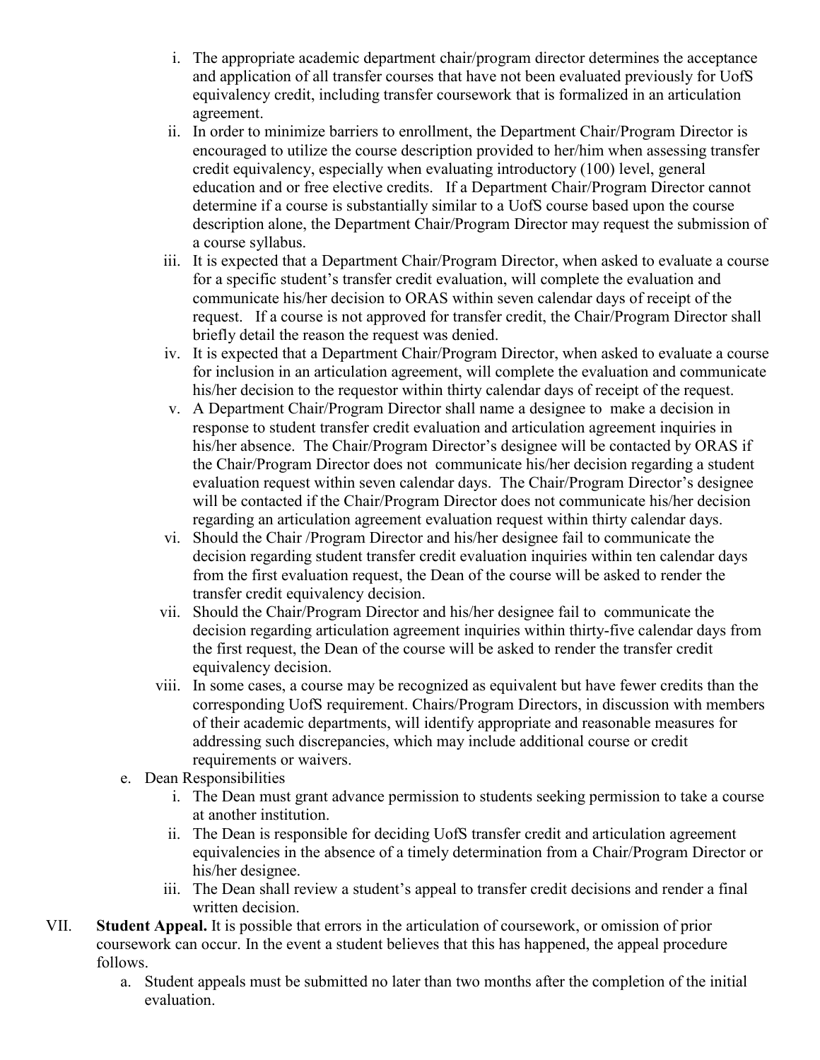i. The appropriate academic department chair/program director determines the acceptance and application of all transfer courses that have not been evaluated previously for UofS equivalency credit, including transfer coursework that is formalized in an articulation agreement.

ii. In order to minimize barriers to enrollment, the Department Chair/Program Director is encouraged to utilize the course description provided to her/him when assessing transfer credit equivalency, especially when evaluating introductory (100) level, general education and or free elective credits. If a Department Chair/Program Director cannot determine if a course is substantially similar to a UofS course based upon the course description alone, the Department Chair/Program Director may request the submission of a course syllabus.

iii. It is expected that a Department Chair/Program Director, when asked to evaluate a course for a specific student's transfer credit evaluation, will complete the evaluation and communicate his/her decision to ORAS within seven calendar days of receipt of the request. If a course is not approved for transfer credit, the Chair/Program Director shall briefly detail the reason the request was denied.

iv. It is expected that a Department Chair/Program Director, when asked to evaluate a course for inclusion in an articulation agreement, will complete the evaluation and communicate his/her decision to the requestor within thirty calendar days of receipt of the request.

v. A Department Chair/Program Director shall name a designee to make a decision in response to student transfer credit evaluation and articulation agreement inquiries in his/her absence. The Chair/Program Director's designee will be contacted by ORAS if the Chair/Program Director does not communicate his/her decision regarding a student evaluation request within seven calendar days. The Chair/Program Director's designee will be contacted if the Chair/Program Director does not communicate his/her decision regarding an articulation agreement evaluation request within thirty calendar days.

vi. Should the Chair /Program Director and his/her designee fail to communicate the decision regarding student transfer credit evaluation inquiries within ten calendar days from the first evaluation request, the Dean of the course will be asked to render the transfer credit equivalency decision.

vii. Should the Chair/Program Director and his/her designee fail to communicate the decision regarding articulation agreement inquiries within thirty-five calendar days from the first request, the Dean of the course will be asked to render the transfer credit equivalency decision.

viii. In some cases, a course may be recognized as equivalent but have fewer credits than the corresponding UofS requirement. Chairs/Program Directors, in discussion with members of their academic departments, will identify appropriate and reasonable measures for addressing such discrepancies, which may include additional course or credit requirements or waivers.

e. Dean Responsibilities

i. The Dean must grant advance permission to students seeking permission to take a course at another institution.

ii. The Dean is responsible for deciding UofS transfer credit and articulation agreement equivalencies in the absence of a timely determination from a Chair/Program Director or his/her designee.

iii. The Dean shall review a student's appeal to transfer credit decisions and render a final written decision.

VII. **Student Appeal.** It is possible that errors in the articulation of coursework, or omission of prior coursework can occur. In the event a student believes that this has happened, the appeal procedure follows.

a. Student appeals must be submitted no later than two months after the completion of the initial evaluation.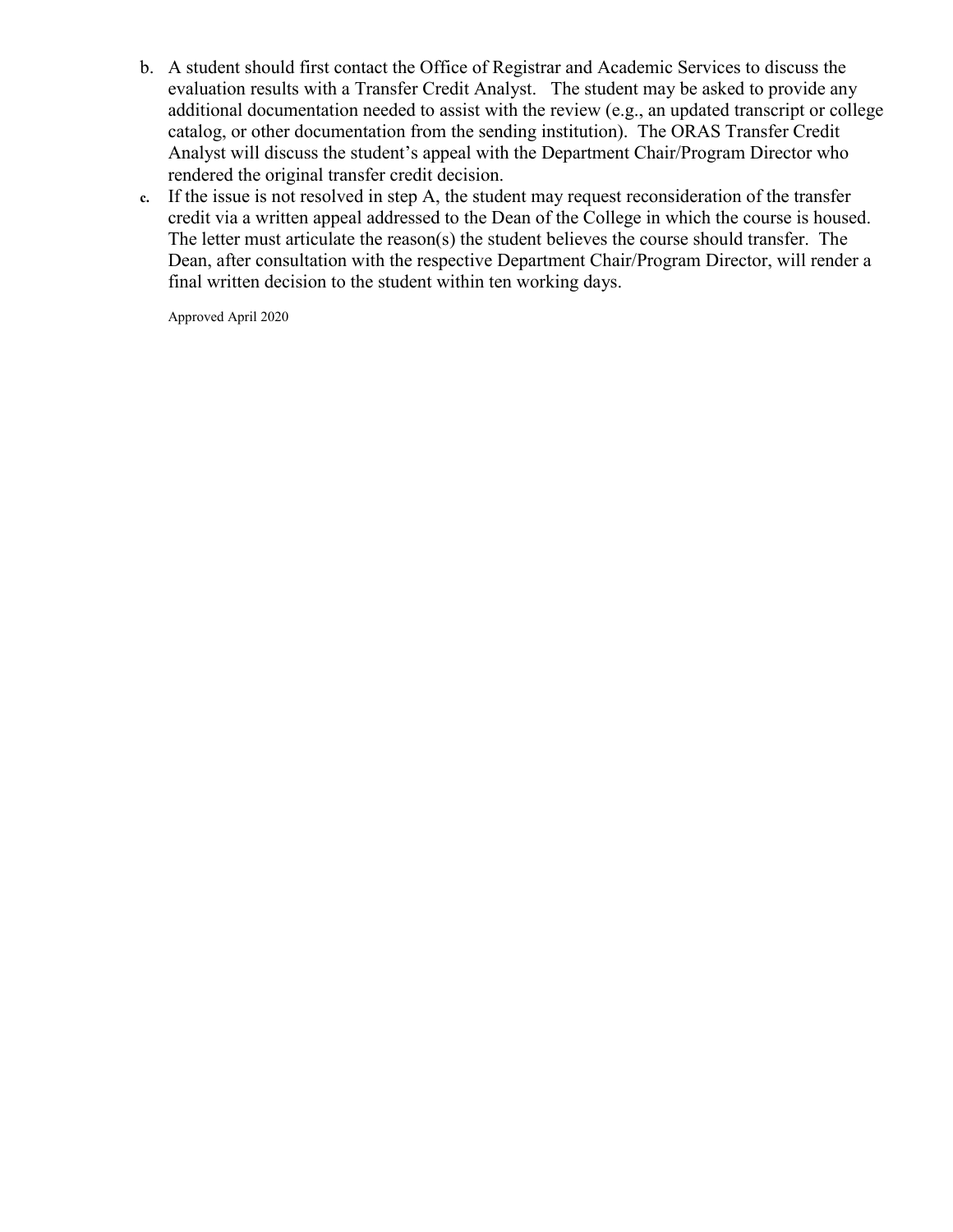b. A student should first contact the Office of Registrar and Academic Services to discuss the evaluation results with a Transfer Credit Analyst. The student may be asked to provide any additional documentation needed to assist with the review (e.g., an updated transcript or college catalog, or other documentation from the sending institution). The ORAS Transfer Credit Analyst will discuss the student's appeal with the Department Chair/Program Director who rendered the original transfer credit decision.

c. If the issue is not resolved in step A, the student may request reconsideration of the transfer credit via a written appeal addressed to the Dean of the College in which the course is housed. The letter must articulate the reason(s) the student believes the course should transfer. The Dean, after consultation with the respective Department Chair/Program Director, will render a final written decision to the student within ten working days.

Approved April 2020